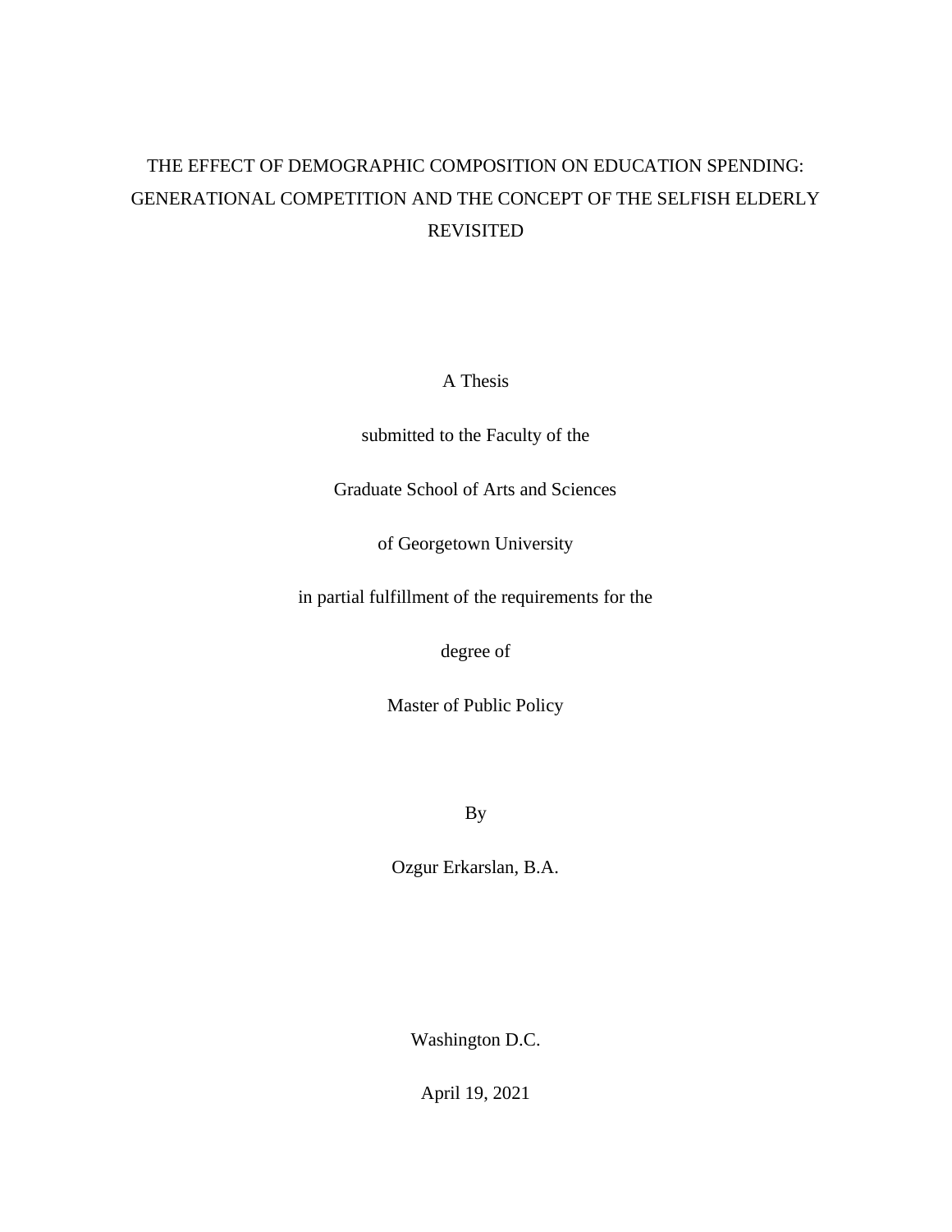# THE EFFECT OF DEMOGRAPHIC COMPOSITION ON EDUCATION SPENDING: GENERATIONAL COMPETITION AND THE CONCEPT OF THE SELFISH ELDERLY REVISITED

A Thesis

submitted to the Faculty of the

Graduate School of Arts and Sciences

of Georgetown University

in partial fulfillment of the requirements for the

degree of

Master of Public Policy

By

Ozgur Erkarslan, B.A.

Washington D.C.

April 19, 2021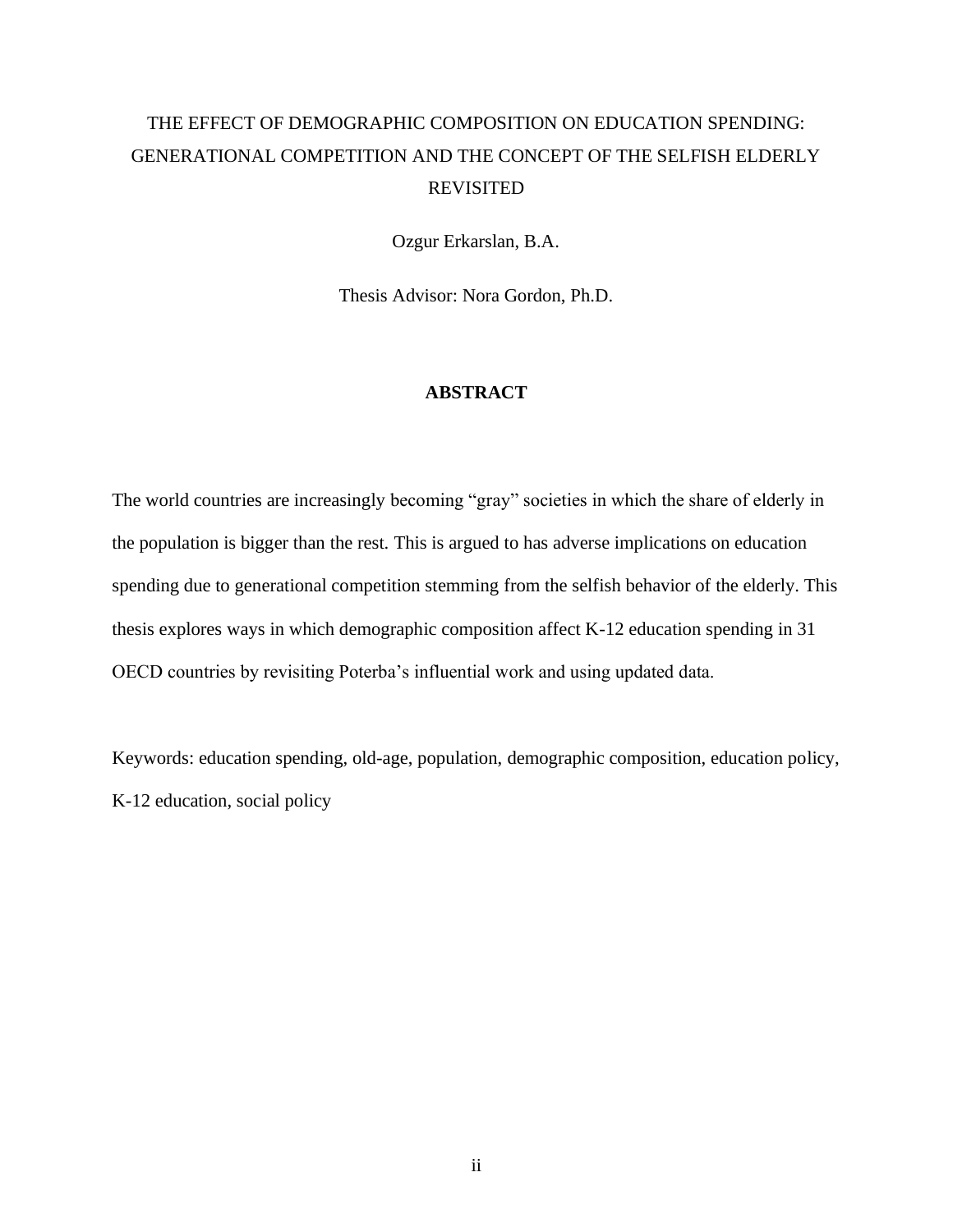# THE EFFECT OF DEMOGRAPHIC COMPOSITION ON EDUCATION SPENDING: GENERATIONAL COMPETITION AND THE CONCEPT OF THE SELFISH ELDERLY REVISITED

Ozgur Erkarslan, B.A.

Thesis Advisor: Nora Gordon, Ph.D.

## ABSTRACT

The world countries are increasingly becoming "gray" societies in which the share of elderly in the population is bigger than the rest. This is argued to has adverse implications on education spending due to generational competition stemming from the selfish behavior of the elderly. This thesis explores ways in which demographic composition affect K-12 education spending in 31 OECD countries by revisiting Poterba's influential work and using updated data.

Keywords: education spending, old-age, population, demographic composition, education policy, K-12 education, social policy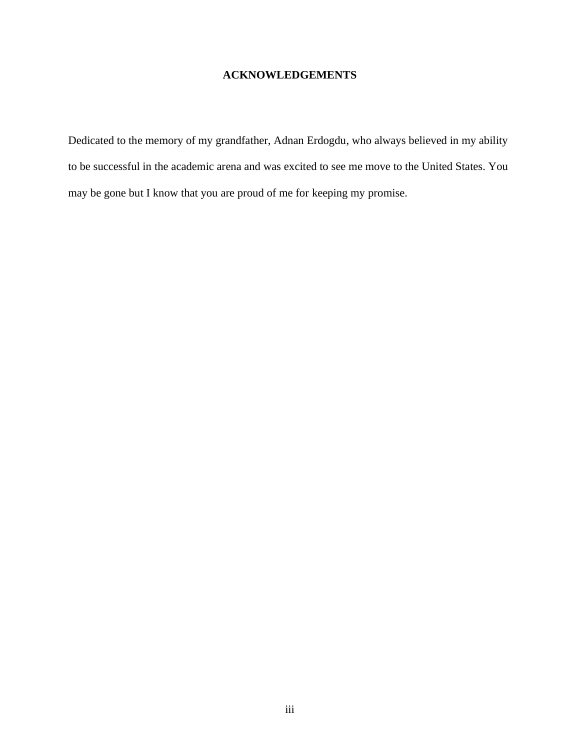# ACKNOWLEDGEMENTS

Dedicated to the memory of my grandfather, Adnan Erdogdu, who always believed in my ability to be successful in the academic arena and was excited to see me move to the United States. You may be gone but I know that you are proud of me for keeping my promise.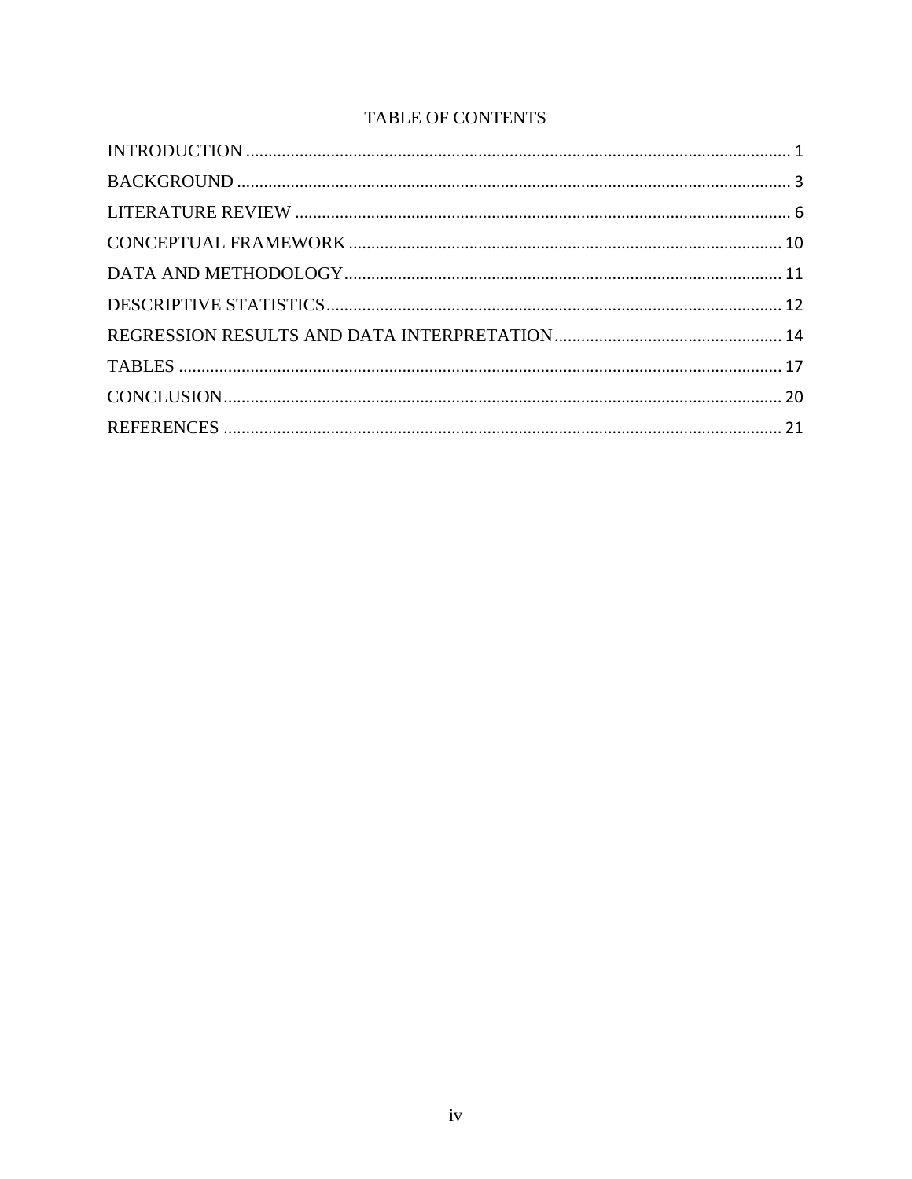# TABLE OF CONTENTS

INTRODUCTION ........................................................................................................................ 1

BACKGROUND .......................................................................................................................... 3

LITERATURE REVIEW ............................................................................................................. 6

CONCEPTUAL FRAMEWORK ............................................................................................... 10

DATA AND METHODOLOGY ................................................................................................ 11

DESCRIPTIVE STATISTICS .................................................................................................... 12

REGRESSION RESULTS AND DATA INTERPRETATION .................................................. 14

TABLES ..................................................................................................................................... 17

CONCLUSION ........................................................................................................................... 20

REFERENCES ........................................................................................................................... 21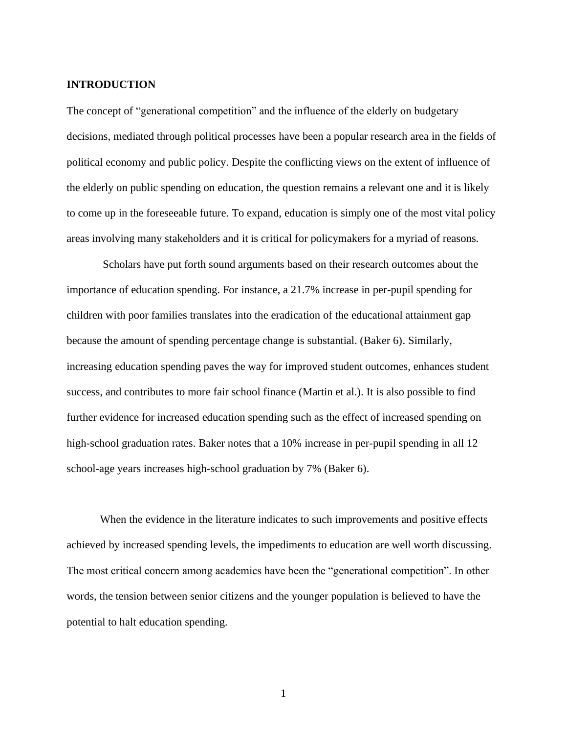**INTRODUCTION**

The concept of "generational competition" and the influence of the elderly on budgetary decisions, mediated through political processes have been a popular research area in the fields of political economy and public policy. Despite the conflicting views on the extent of influence of the elderly on public spending on education, the question remains a relevant one and it is likely to come up in the foreseeable future. To expand, education is simply one of the most vital policy areas involving many stakeholders and it is critical for policymakers for a myriad of reasons.

Scholars have put forth sound arguments based on their research outcomes about the importance of education spending. For instance, a 21.7% increase in per-pupil spending for children with poor families translates into the eradication of the educational attainment gap because the amount of spending percentage change is substantial. (Baker 6). Similarly, increasing education spending paves the way for improved student outcomes, enhances student success, and contributes to more fair school finance (Martin et al.). It is also possible to find further evidence for increased education spending such as the effect of increased spending on high-school graduation rates. Baker notes that a 10% increase in per-pupil spending in all 12 school-age years increases high-school graduation by 7% (Baker 6).

When the evidence in the literature indicates to such improvements and positive effects achieved by increased spending levels, the impediments to education are well worth discussing. The most critical concern among academics have been the "generational competition". In other words, the tension between senior citizens and the younger population is believed to have the potential to halt education spending.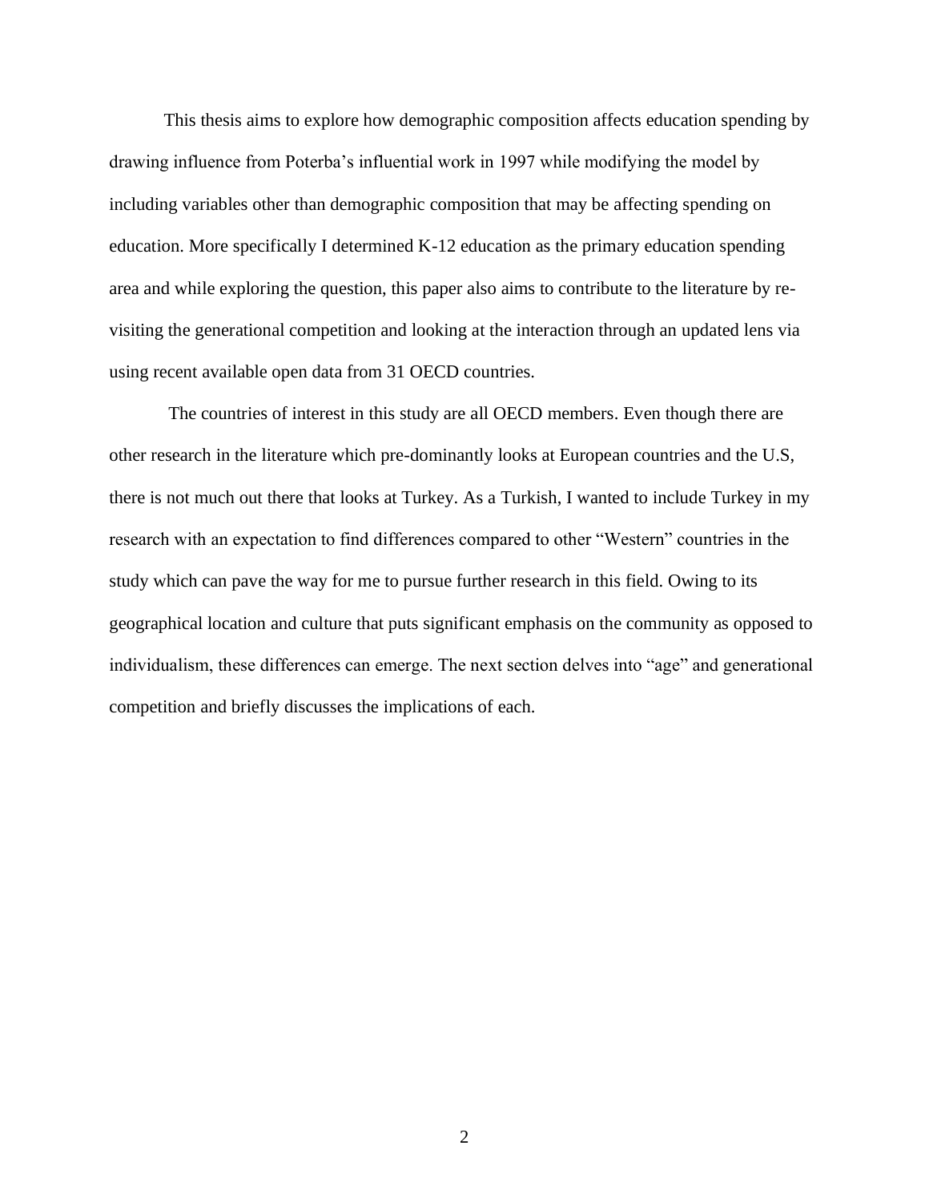This thesis aims to explore how demographic composition affects education spending by drawing influence from Poterba's influential work in 1997 while modifying the model by including variables other than demographic composition that may be affecting spending on education. More specifically I determined K-12 education as the primary education spending area and while exploring the question, this paper also aims to contribute to the literature by re-visiting the generational competition and looking at the interaction through an updated lens via using recent available open data from 31 OECD countries.

The countries of interest in this study are all OECD members. Even though there are other research in the literature which pre-dominantly looks at European countries and the U.S, there is not much out there that looks at Turkey. As a Turkish, I wanted to include Turkey in my research with an expectation to find differences compared to other "Western" countries in the study which can pave the way for me to pursue further research in this field. Owing to its geographical location and culture that puts significant emphasis on the community as opposed to individualism, these differences can emerge. The next section delves into "age" and generational competition and briefly discusses the implications of each.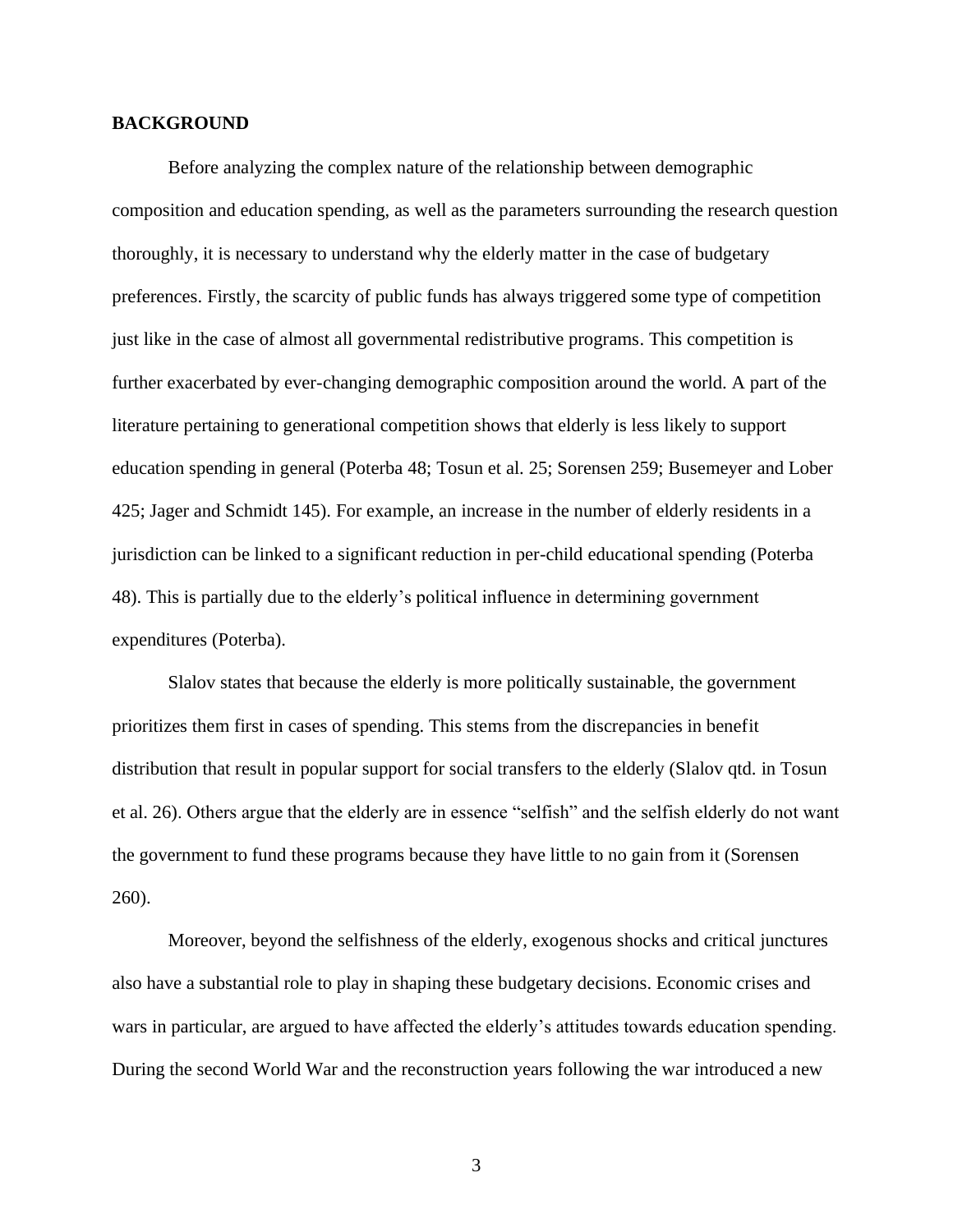## BACKGROUND

Before analyzing the complex nature of the relationship between demographic composition and education spending, as well as the parameters surrounding the research question thoroughly, it is necessary to understand why the elderly matter in the case of budgetary preferences. Firstly, the scarcity of public funds has always triggered some type of competition just like in the case of almost all governmental redistributive programs. This competition is further exacerbated by ever-changing demographic composition around the world. A part of the literature pertaining to generational competition shows that elderly is less likely to support education spending in general (Poterba 48; Tosun et al. 25; Sorensen 259; Busemeyer and Lober 425; Jager and Schmidt 145). For example, an increase in the number of elderly residents in a jurisdiction can be linked to a significant reduction in per-child educational spending (Poterba 48). This is partially due to the elderly's political influence in determining government expenditures (Poterba).

Slalov states that because the elderly is more politically sustainable, the government prioritizes them first in cases of spending. This stems from the discrepancies in benefit distribution that result in popular support for social transfers to the elderly (Slalov qtd. in Tosun et al. 26). Others argue that the elderly are in essence "selfish" and the selfish elderly do not want the government to fund these programs because they have little to no gain from it (Sorensen 260).

Moreover, beyond the selfishness of the elderly, exogenous shocks and critical junctures also have a substantial role to play in shaping these budgetary decisions. Economic crises and wars in particular, are argued to have affected the elderly's attitudes towards education spending. During the second World War and the reconstruction years following the war introduced a new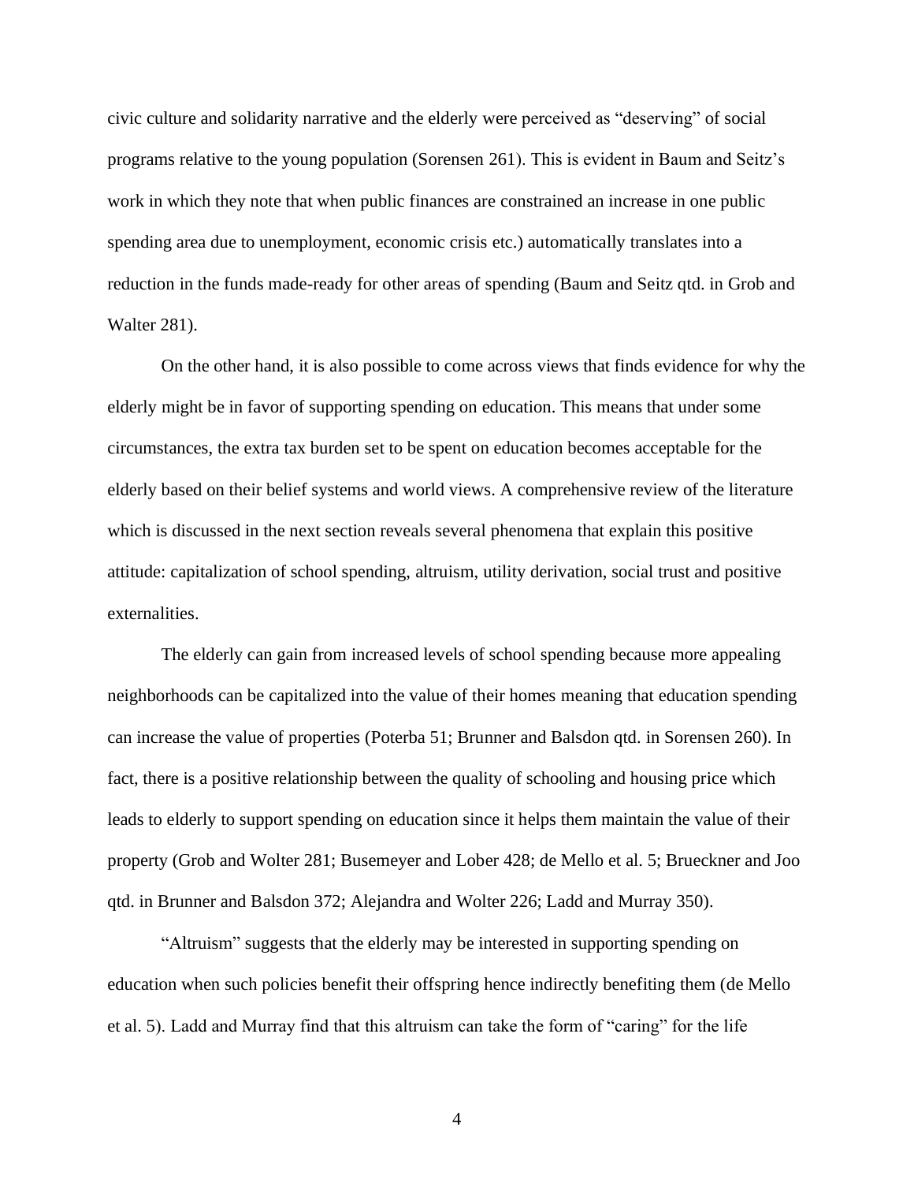civic culture and solidarity narrative and the elderly were perceived as "deserving" of social programs relative to the young population (Sorensen 261). This is evident in Baum and Seitz's work in which they note that when public finances are constrained an increase in one public spending area due to unemployment, economic crisis etc.) automatically translates into a reduction in the funds made-ready for other areas of spending (Baum and Seitz qtd. in Grob and Walter 281).

On the other hand, it is also possible to come across views that finds evidence for why the elderly might be in favor of supporting spending on education. This means that under some circumstances, the extra tax burden set to be spent on education becomes acceptable for the elderly based on their belief systems and world views. A comprehensive review of the literature which is discussed in the next section reveals several phenomena that explain this positive attitude: capitalization of school spending, altruism, utility derivation, social trust and positive externalities.

The elderly can gain from increased levels of school spending because more appealing neighborhoods can be capitalized into the value of their homes meaning that education spending can increase the value of properties (Poterba 51; Brunner and Balsdon qtd. in Sorensen 260). In fact, there is a positive relationship between the quality of schooling and housing price which leads to elderly to support spending on education since it helps them maintain the value of their property (Grob and Wolter 281; Busemeyer and Lober 428; de Mello et al. 5; Brueckner and Joo qtd. in Brunner and Balsdon 372; Alejandra and Wolter 226; Ladd and Murray 350).

"Altruism" suggests that the elderly may be interested in supporting spending on education when such policies benefit their offspring hence indirectly benefiting them (de Mello et al. 5). Ladd and Murray find that this altruism can take the form of "caring" for the life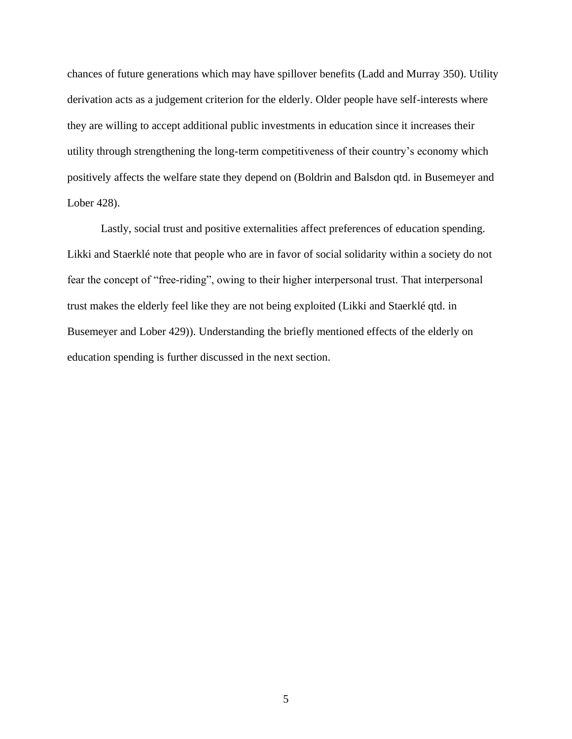chances of future generations which may have spillover benefits (Ladd and Murray 350). Utility derivation acts as a judgement criterion for the elderly. Older people have self-interests where they are willing to accept additional public investments in education since it increases their utility through strengthening the long-term competitiveness of their country's economy which positively affects the welfare state they depend on (Boldrin and Balsdon qtd. in Busemeyer and Lober 428).

Lastly, social trust and positive externalities affect preferences of education spending. Likki and Staerklé note that people who are in favor of social solidarity within a society do not fear the concept of "free-riding", owing to their higher interpersonal trust. That interpersonal trust makes the elderly feel like they are not being exploited (Likki and Staerklé qtd. in Busemeyer and Lober 429)). Understanding the briefly mentioned effects of the elderly on education spending is further discussed in the next section.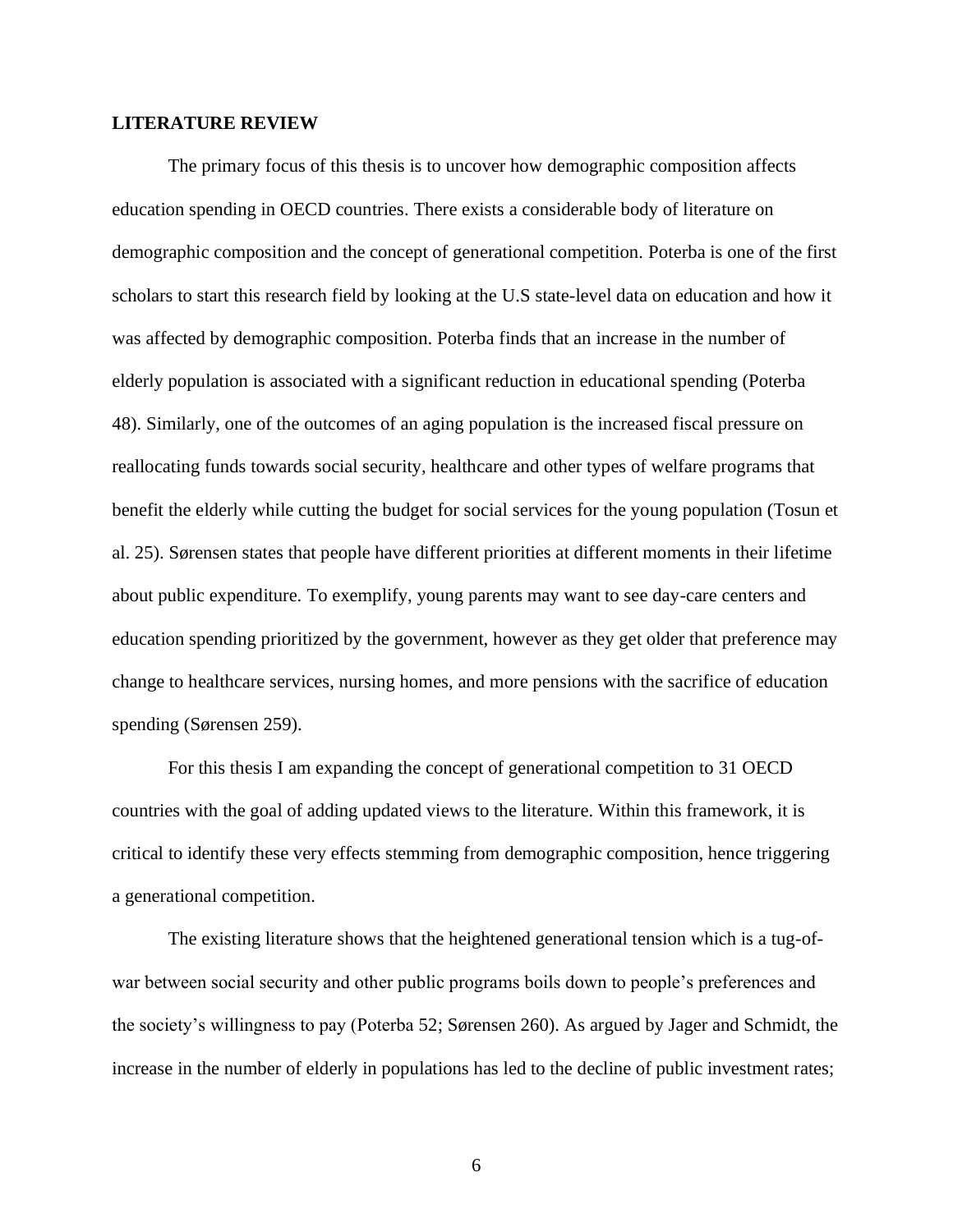**LITERATURE REVIEW**

The primary focus of this thesis is to uncover how demographic composition affects education spending in OECD countries. There exists a considerable body of literature on demographic composition and the concept of generational competition. Poterba is one of the first scholars to start this research field by looking at the U.S state-level data on education and how it was affected by demographic composition. Poterba finds that an increase in the number of elderly population is associated with a significant reduction in educational spending (Poterba 48). Similarly, one of the outcomes of an aging population is the increased fiscal pressure on reallocating funds towards social security, healthcare and other types of welfare programs that benefit the elderly while cutting the budget for social services for the young population (Tosun et al. 25). Sørensen states that people have different priorities at different moments in their lifetime about public expenditure. To exemplify, young parents may want to see day-care centers and education spending prioritized by the government, however as they get older that preference may change to healthcare services, nursing homes, and more pensions with the sacrifice of education spending (Sørensen 259).

For this thesis I am expanding the concept of generational competition to 31 OECD countries with the goal of adding updated views to the literature. Within this framework, it is critical to identify these very effects stemming from demographic composition, hence triggering a generational competition.

The existing literature shows that the heightened generational tension which is a tug-of-war between social security and other public programs boils down to people's preferences and the society's willingness to pay (Poterba 52; Sørensen 260). As argued by Jager and Schmidt, the increase in the number of elderly in populations has led to the decline of public investment rates;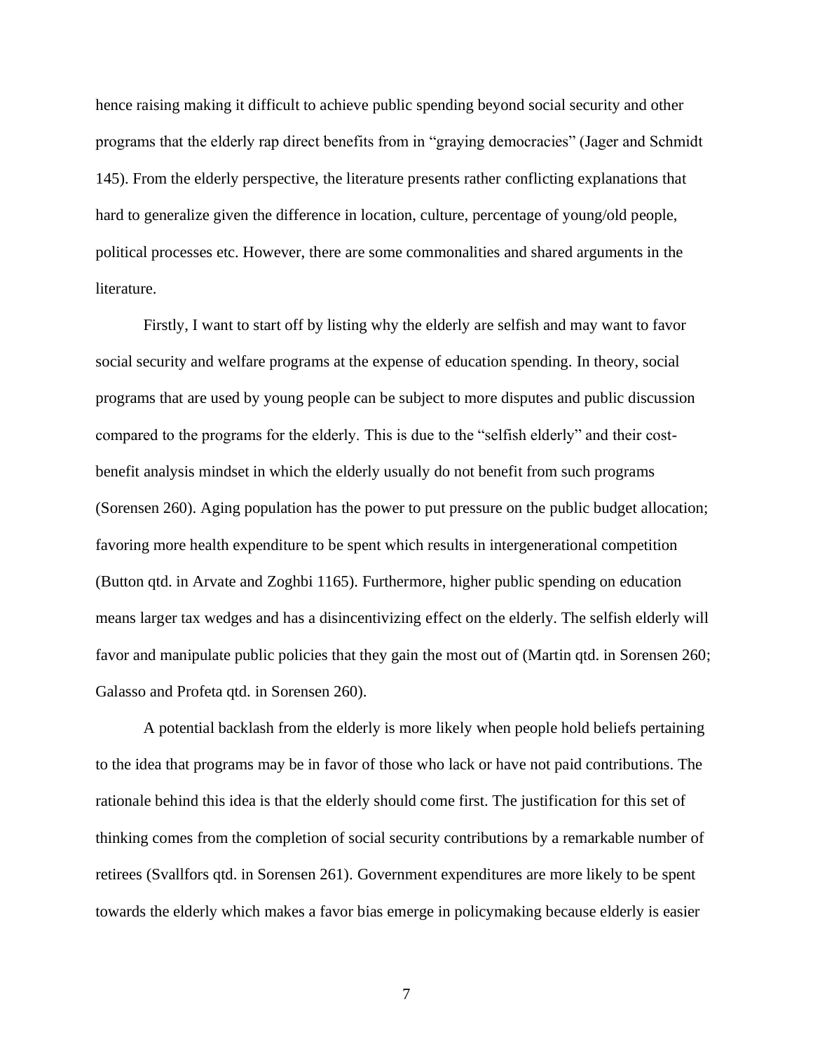hence raising making it difficult to achieve public spending beyond social security and other programs that the elderly rap direct benefits from in "graying democracies" (Jager and Schmidt 145). From the elderly perspective, the literature presents rather conflicting explanations that hard to generalize given the difference in location, culture, percentage of young/old people, political processes etc. However, there are some commonalities and shared arguments in the literature.

Firstly, I want to start off by listing why the elderly are selfish and may want to favor social security and welfare programs at the expense of education spending. In theory, social programs that are used by young people can be subject to more disputes and public discussion compared to the programs for the elderly. This is due to the "selfish elderly" and their cost-benefit analysis mindset in which the elderly usually do not benefit from such programs (Sorensen 260). Aging population has the power to put pressure on the public budget allocation; favoring more health expenditure to be spent which results in intergenerational competition (Button qtd. in Arvate and Zoghbi 1165). Furthermore, higher public spending on education means larger tax wedges and has a disincentivizing effect on the elderly. The selfish elderly will favor and manipulate public policies that they gain the most out of (Martin qtd. in Sorensen 260; Galasso and Profeta qtd. in Sorensen 260).

A potential backlash from the elderly is more likely when people hold beliefs pertaining to the idea that programs may be in favor of those who lack or have not paid contributions. The rationale behind this idea is that the elderly should come first. The justification for this set of thinking comes from the completion of social security contributions by a remarkable number of retirees (Svallfors qtd. in Sorensen 261). Government expenditures are more likely to be spent towards the elderly which makes a favor bias emerge in policymaking because elderly is easier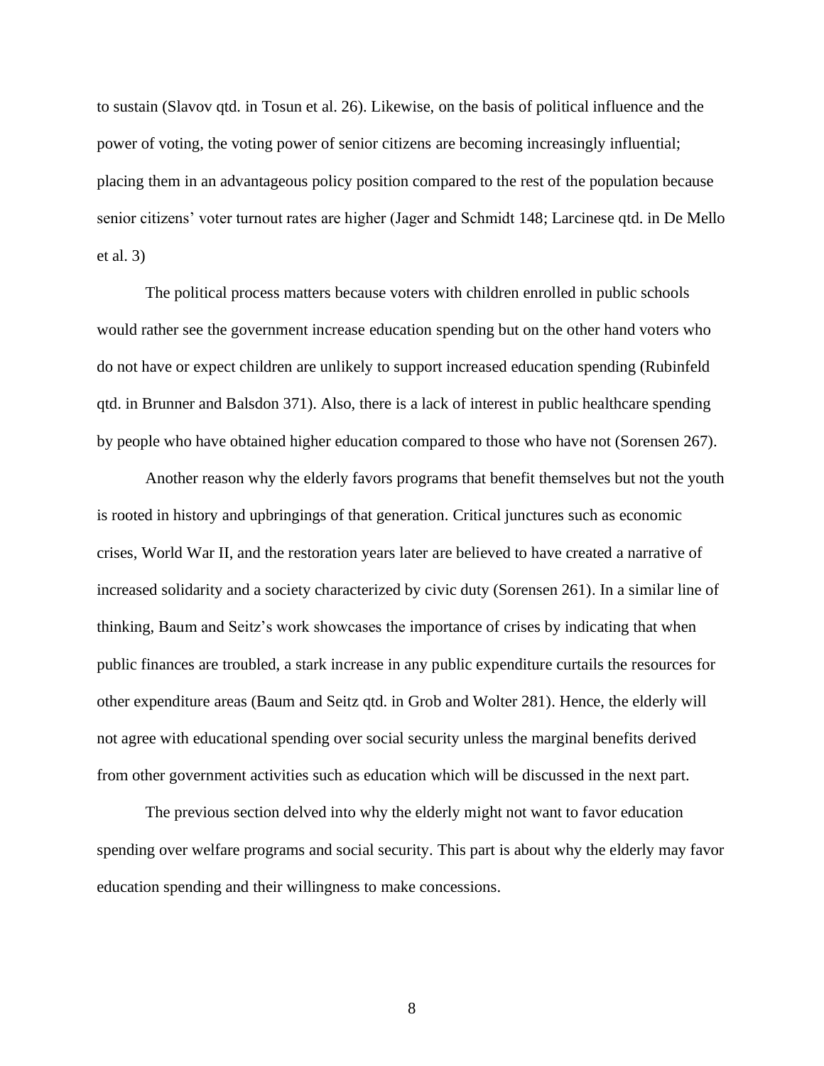to sustain (Slavov qtd. in Tosun et al. 26). Likewise, on the basis of political influence and the power of voting, the voting power of senior citizens are becoming increasingly influential; placing them in an advantageous policy position compared to the rest of the population because senior citizens' voter turnout rates are higher (Jager and Schmidt 148; Larcinese qtd. in De Mello et al. 3)

The political process matters because voters with children enrolled in public schools would rather see the government increase education spending but on the other hand voters who do not have or expect children are unlikely to support increased education spending (Rubinfeld qtd. in Brunner and Balsdon 371). Also, there is a lack of interest in public healthcare spending by people who have obtained higher education compared to those who have not (Sorensen 267).

Another reason why the elderly favors programs that benefit themselves but not the youth is rooted in history and upbringings of that generation. Critical junctures such as economic crises, World War II, and the restoration years later are believed to have created a narrative of increased solidarity and a society characterized by civic duty (Sorensen 261). In a similar line of thinking, Baum and Seitz's work showcases the importance of crises by indicating that when public finances are troubled, a stark increase in any public expenditure curtails the resources for other expenditure areas (Baum and Seitz qtd. in Grob and Wolter 281). Hence, the elderly will not agree with educational spending over social security unless the marginal benefits derived from other government activities such as education which will be discussed in the next part.

The previous section delved into why the elderly might not want to favor education spending over welfare programs and social security. This part is about why the elderly may favor education spending and their willingness to make concessions.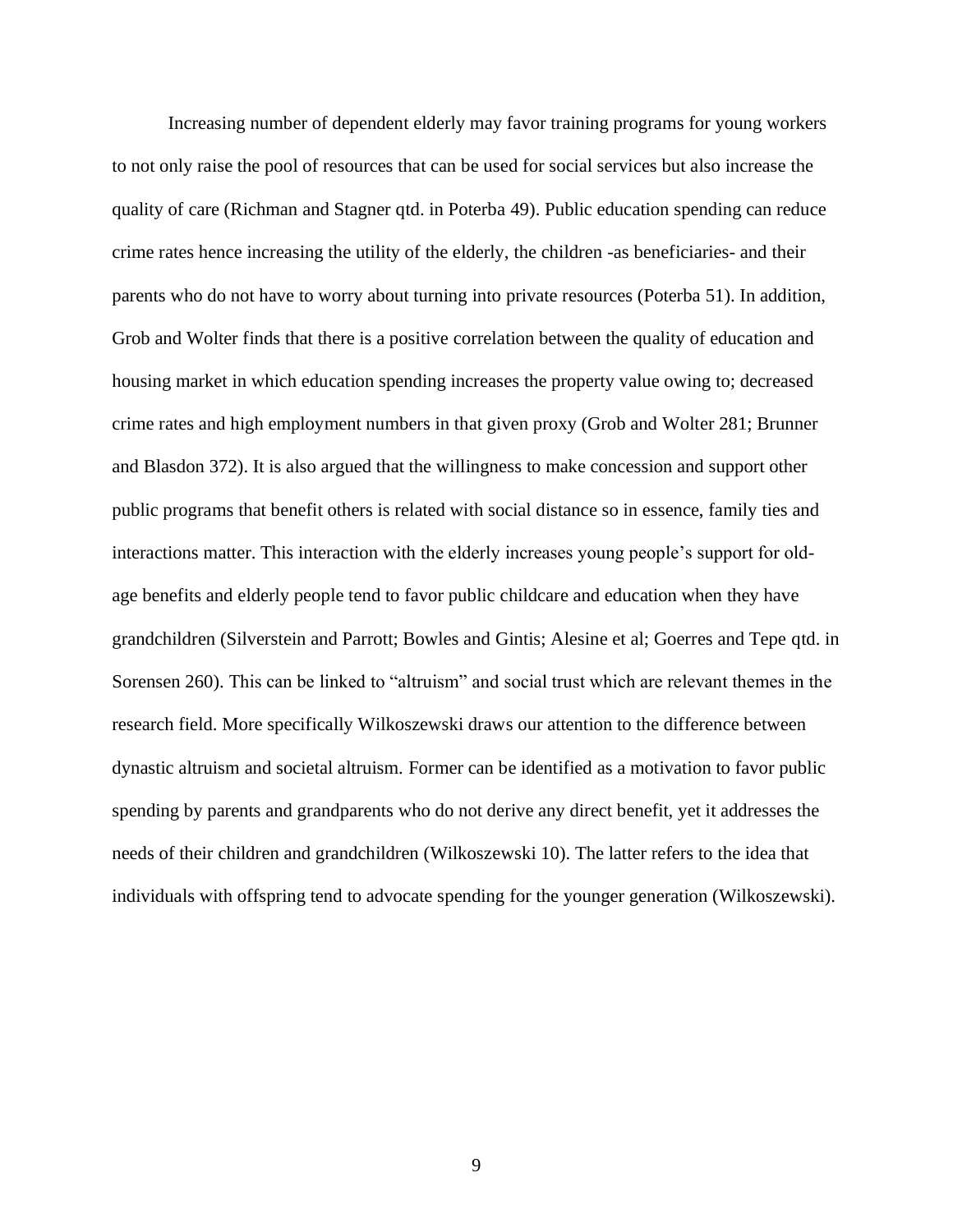Increasing number of dependent elderly may favor training programs for young workers to not only raise the pool of resources that can be used for social services but also increase the quality of care (Richman and Stagner qtd. in Poterba 49). Public education spending can reduce crime rates hence increasing the utility of the elderly, the children -as beneficiaries- and their parents who do not have to worry about turning into private resources (Poterba 51). In addition, Grob and Wolter finds that there is a positive correlation between the quality of education and housing market in which education spending increases the property value owing to; decreased crime rates and high employment numbers in that given proxy (Grob and Wolter 281; Brunner and Blasdon 372). It is also argued that the willingness to make concession and support other public programs that benefit others is related with social distance so in essence, family ties and interactions matter. This interaction with the elderly increases young people's support for old-age benefits and elderly people tend to favor public childcare and education when they have grandchildren (Silverstein and Parrott; Bowles and Gintis; Alesine et al; Goerres and Tepe qtd. in Sorensen 260). This can be linked to "altruism" and social trust which are relevant themes in the research field. More specifically Wilkoszewski draws our attention to the difference between dynastic altruism and societal altruism. Former can be identified as a motivation to favor public spending by parents and grandparents who do not derive any direct benefit, yet it addresses the needs of their children and grandchildren (Wilkoszewski 10). The latter refers to the idea that individuals with offspring tend to advocate spending for the younger generation (Wilkoszewski).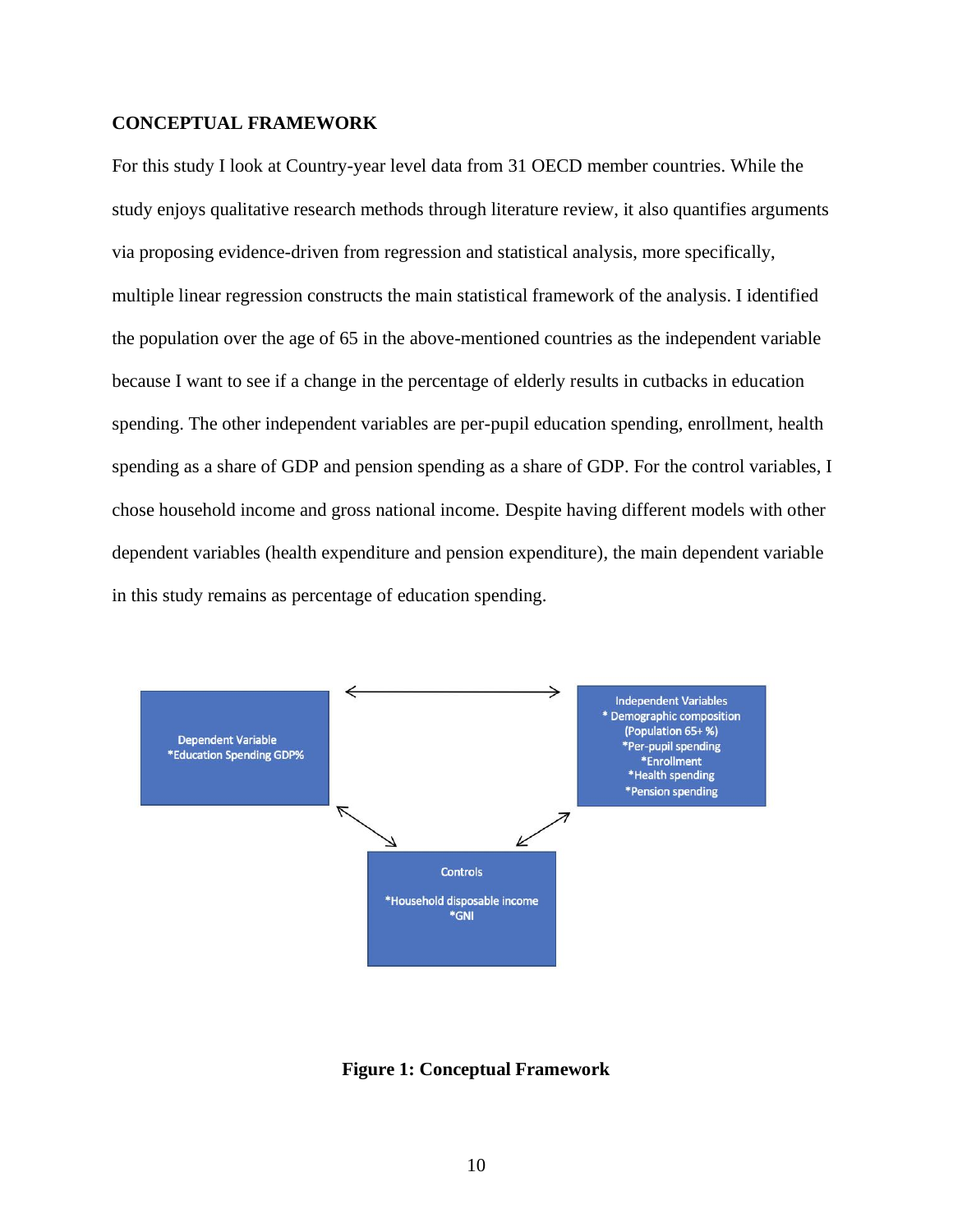## CONCEPTUAL FRAMEWORK

For this study I look at Country-year level data from 31 OECD member countries. While the study enjoys qualitative research methods through literature review, it also quantifies arguments via proposing evidence-driven from regression and statistical analysis, more specifically, multiple linear regression constructs the main statistical framework of the analysis. I identified the population over the age of 65 in the above-mentioned countries as the independent variable because I want to see if a change in the percentage of elderly results in cutbacks in education spending. The other independent variables are per-pupil education spending, enrollment, health spending as a share of GDP and pension spending as a share of GDP. For the control variables, I chose household income and gross national income. Despite having different models with other dependent variables (health expenditure and pension expenditure), the main dependent variable in this study remains as percentage of education spending.

Dependent Variable
*Education Spending GDP%

Independent Variables
* Demographic composition (Population 65+ %)
*Per-pupil spending
*Enrollment
*Health spending
*Pension spending

Controls
*Household disposable income
*GNI

**Figure 1: Conceptual Framework**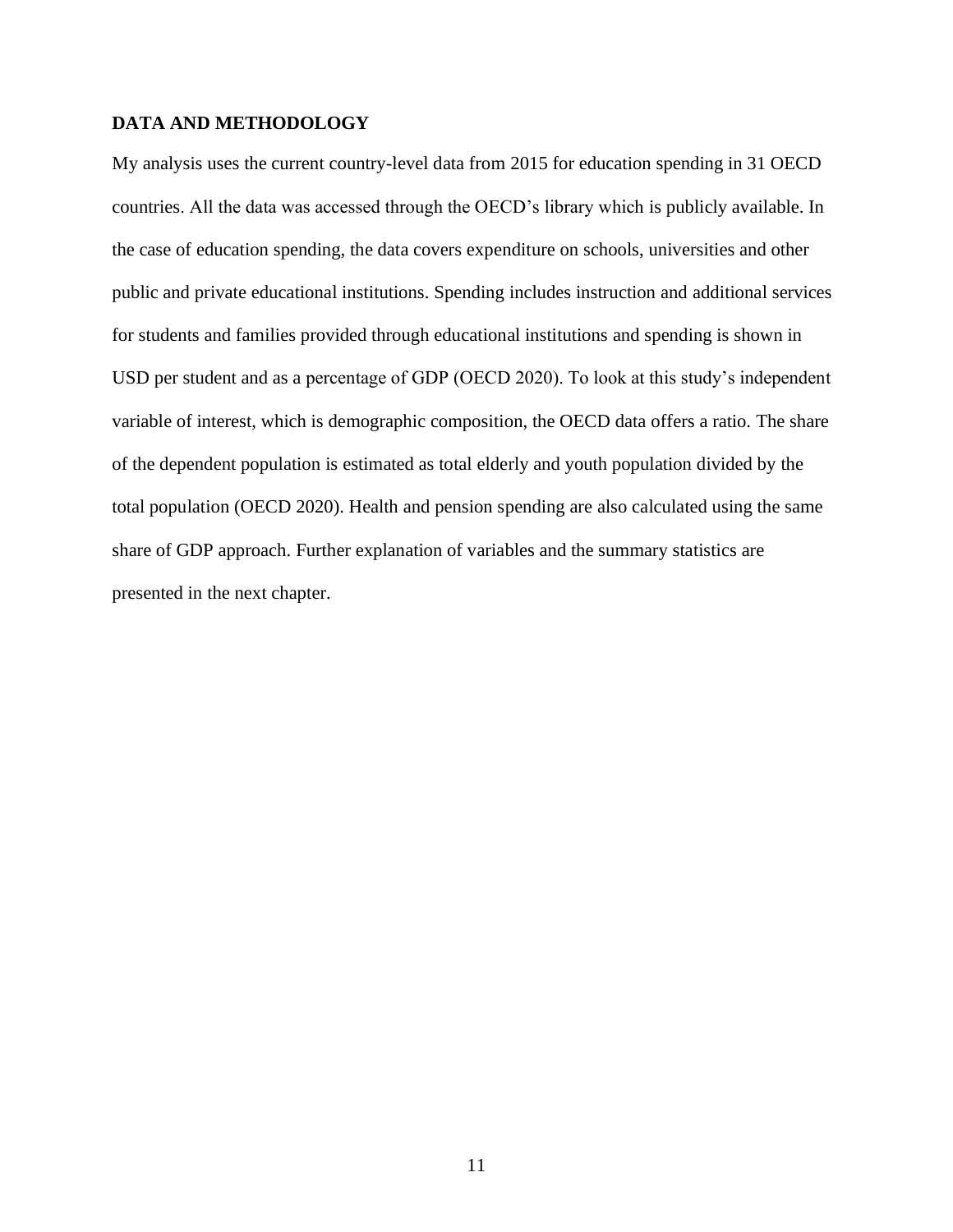## DATA AND METHODOLOGY

My analysis uses the current country-level data from 2015 for education spending in 31 OECD countries. All the data was accessed through the OECD's library which is publicly available. In the case of education spending, the data covers expenditure on schools, universities and other public and private educational institutions. Spending includes instruction and additional services for students and families provided through educational institutions and spending is shown in USD per student and as a percentage of GDP (OECD 2020). To look at this study's independent variable of interest, which is demographic composition, the OECD data offers a ratio. The share of the dependent population is estimated as total elderly and youth population divided by the total population (OECD 2020). Health and pension spending are also calculated using the same share of GDP approach. Further explanation of variables and the summary statistics are presented in the next chapter.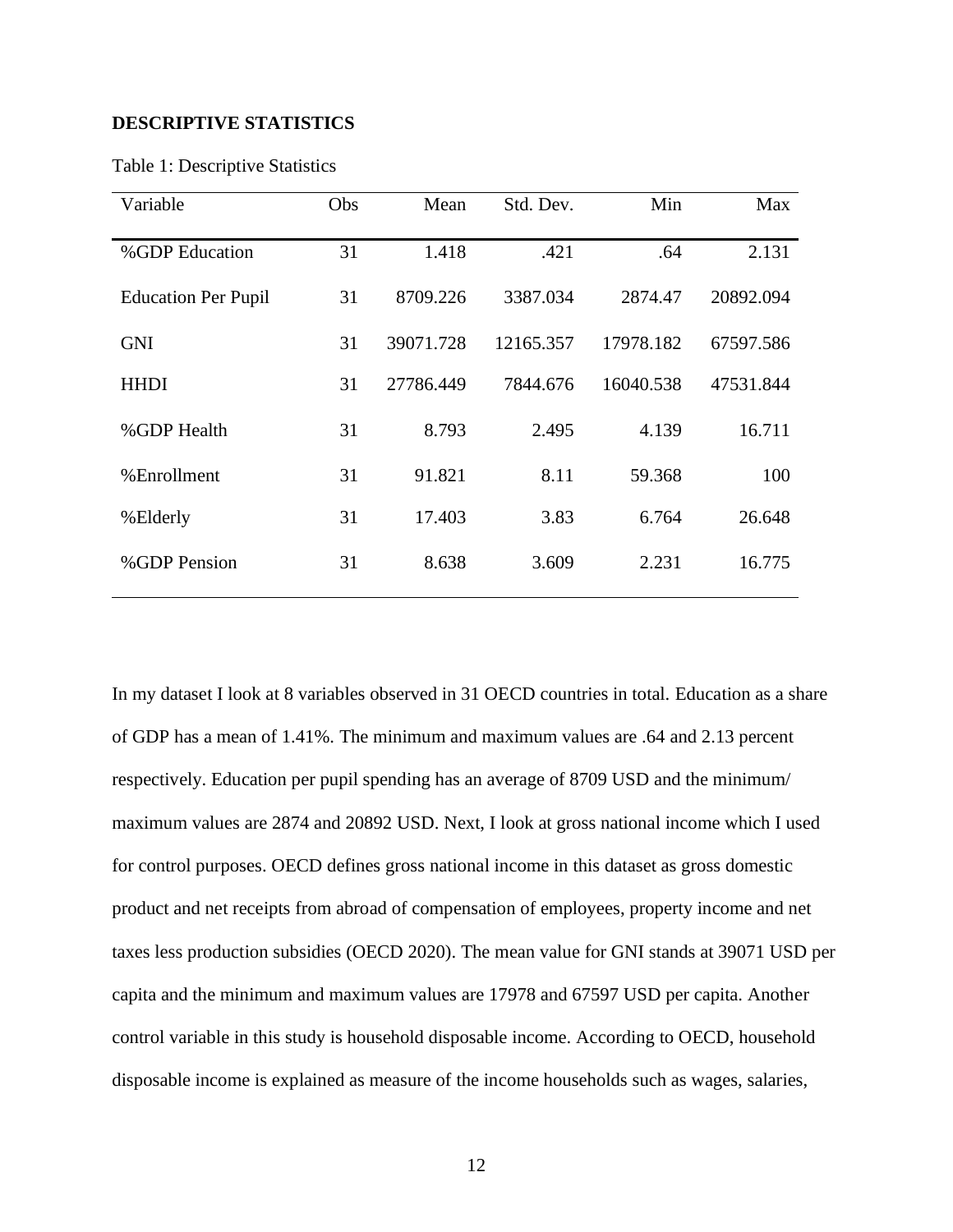## DESCRIPTIVE STATISTICS

Table 1: Descriptive Statistics

| Variable | Obs | Mean | Std. Dev. | Min | Max |
|---|---|---|---|---|---|
| %GDP Education | 31 | 1.418 | .421 | .64 | 2.131 |
| Education Per Pupil | 31 | 8709.226 | 3387.034 | 2874.47 | 20892.094 |
| GNI | 31 | 39071.728 | 12165.357 | 17978.182 | 67597.586 |
| HHDI | 31 | 27786.449 | 7844.676 | 16040.538 | 47531.844 |
| %GDP Health | 31 | 8.793 | 2.495 | 4.139 | 16.711 |
| %Enrollment | 31 | 91.821 | 8.11 | 59.368 | 100 |
| %Elderly | 31 | 17.403 | 3.83 | 6.764 | 26.648 |
| %GDP Pension | 31 | 8.638 | 3.609 | 2.231 | 16.775 |

In my dataset I look at 8 variables observed in 31 OECD countries in total. Education as a share of GDP has a mean of 1.41%. The minimum and maximum values are .64 and 2.13 percent respectively. Education per pupil spending has an average of 8709 USD and the minimum/ maximum values are 2874 and 20892 USD. Next, I look at gross national income which I used for control purposes. OECD defines gross national income in this dataset as gross domestic product and net receipts from abroad of compensation of employees, property income and net taxes less production subsidies (OECD 2020). The mean value for GNI stands at 39071 USD per capita and the minimum and maximum values are 17978 and 67597 USD per capita. Another control variable in this study is household disposable income. According to OECD, household disposable income is explained as measure of the income households such as wages, salaries,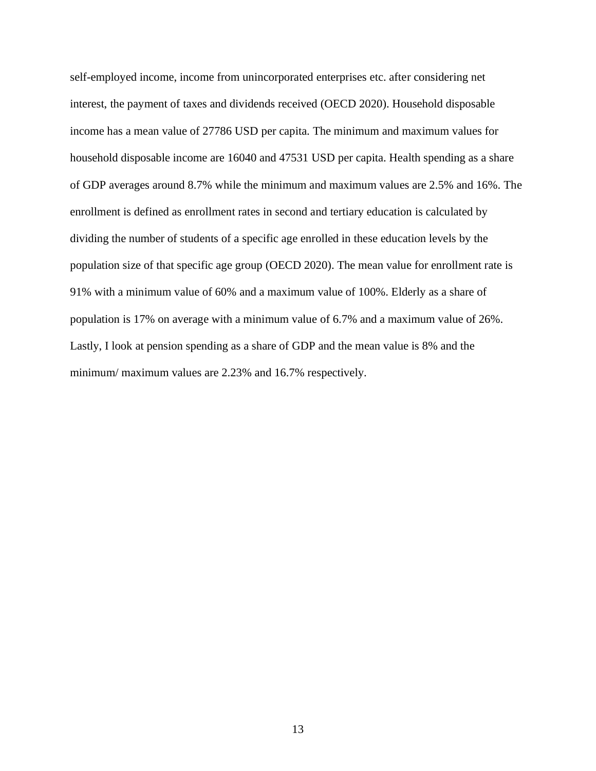self-employed income, income from unincorporated enterprises etc. after considering net interest, the payment of taxes and dividends received (OECD 2020). Household disposable income has a mean value of 27786 USD per capita. The minimum and maximum values for household disposable income are 16040 and 47531 USD per capita. Health spending as a share of GDP averages around 8.7% while the minimum and maximum values are 2.5% and 16%. The enrollment is defined as enrollment rates in second and tertiary education is calculated by dividing the number of students of a specific age enrolled in these education levels by the population size of that specific age group (OECD 2020). The mean value for enrollment rate is 91% with a minimum value of 60% and a maximum value of 100%. Elderly as a share of population is 17% on average with a minimum value of 6.7% and a maximum value of 26%. Lastly, I look at pension spending as a share of GDP and the mean value is 8% and the minimum/ maximum values are 2.23% and 16.7% respectively.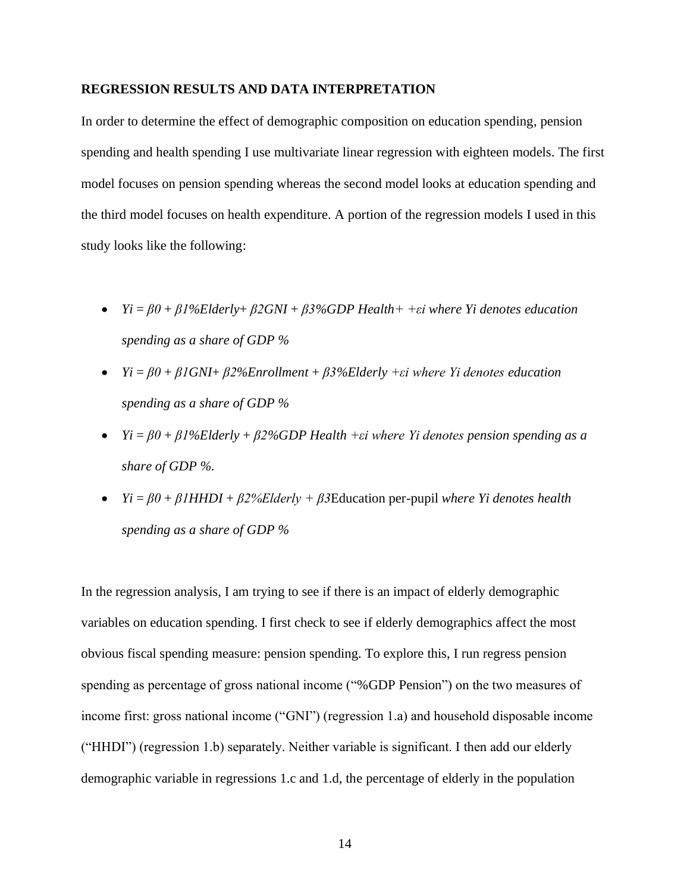**REGRESSION RESULTS AND DATA INTERPRETATION**

In order to determine the effect of demographic composition on education spending, pension spending and health spending I use multivariate linear regression with eighteen models. The first model focuses on pension spending whereas the second model looks at education spending and the third model focuses on health expenditure. A portion of the regression models I used in this study looks like the following:

- $Y_i = \beta_0 + \beta_1\%Elderly + \beta_2 GNI + \beta_3\%GDP\ Health + + \varepsilon_i$ *where Yi denotes education spending as a share of GDP %*
- $Y_i = \beta_0 + \beta_1 GNI + \beta_2\%Enrollment + \beta_3\%Elderly + \varepsilon_i$ *where Yi denotes education spending as a share of GDP %*
- $Y_i = \beta_0 + \beta_1\%Elderly + \beta_2\%GDP\ Health + \varepsilon_i$ *where Yi denotes pension spending as a share of GDP %.*
- $Y_i = \beta_0 + \beta_1 HHDI + \beta_2\%Elderly + \beta_3$Education per-pupil *where Yi denotes health spending as a share of GDP %*

In the regression analysis, I am trying to see if there is an impact of elderly demographic variables on education spending. I first check to see if elderly demographics affect the most obvious fiscal spending measure: pension spending. To explore this, I run regress pension spending as percentage of gross national income ("%GDP Pension") on the two measures of income first: gross national income ("GNI") (regression 1.a) and household disposable income ("HHDI") (regression 1.b) separately. Neither variable is significant. I then add our elderly demographic variable in regressions 1.c and 1.d, the percentage of elderly in the population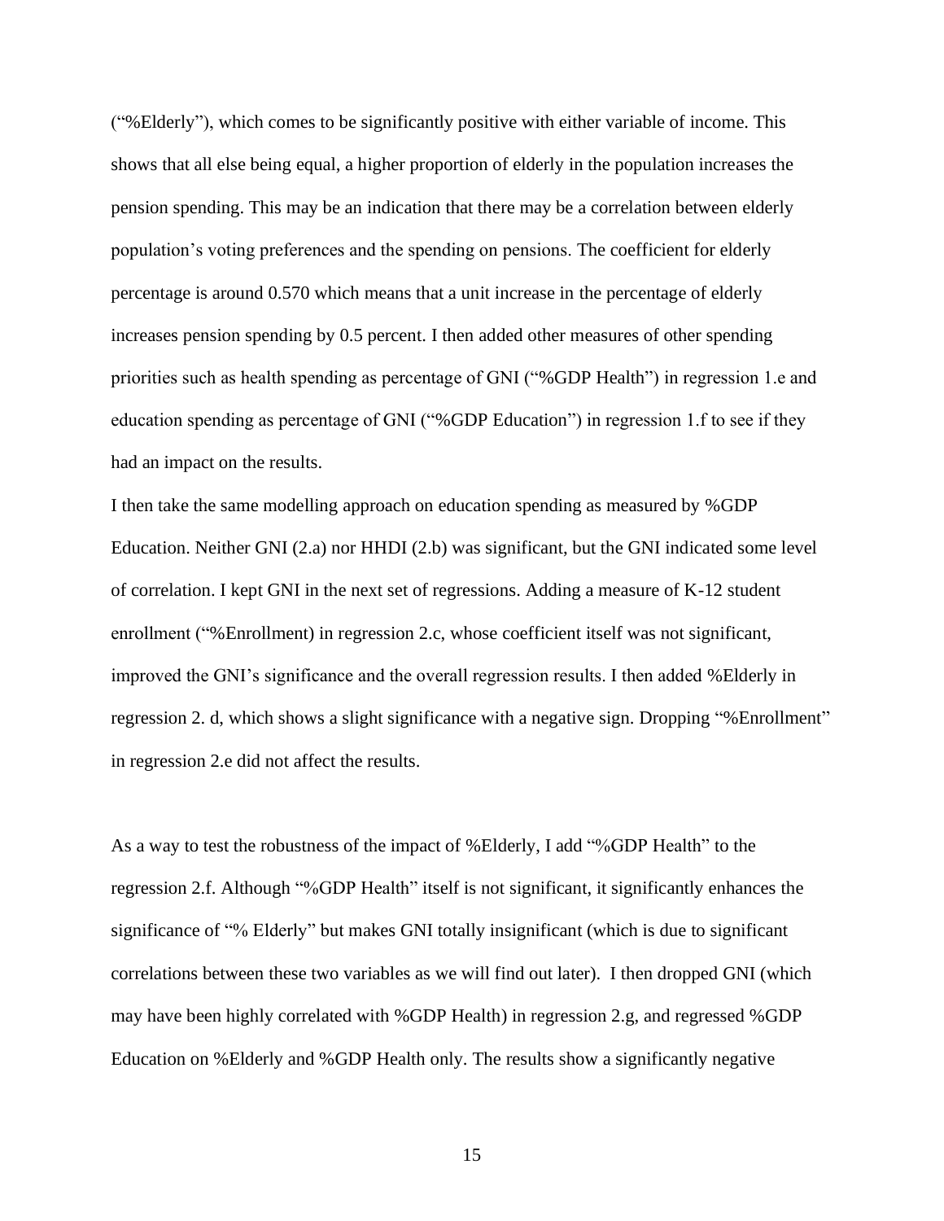("%Elderly"), which comes to be significantly positive with either variable of income. This shows that all else being equal, a higher proportion of elderly in the population increases the pension spending. This may be an indication that there may be a correlation between elderly population's voting preferences and the spending on pensions. The coefficient for elderly percentage is around 0.570 which means that a unit increase in the percentage of elderly increases pension spending by 0.5 percent. I then added other measures of other spending priorities such as health spending as percentage of GNI ("%GDP Health") in regression 1.e and education spending as percentage of GNI ("%GDP Education") in regression 1.f to see if they had an impact on the results.

I then take the same modelling approach on education spending as measured by %GDP Education. Neither GNI (2.a) nor HHDI (2.b) was significant, but the GNI indicated some level of correlation. I kept GNI in the next set of regressions. Adding a measure of K-12 student enrollment ("%Enrollment) in regression 2.c, whose coefficient itself was not significant, improved the GNI's significance and the overall regression results. I then added %Elderly in regression 2. d, which shows a slight significance with a negative sign. Dropping "%Enrollment" in regression 2.e did not affect the results.

As a way to test the robustness of the impact of %Elderly, I add "%GDP Health" to the regression 2.f. Although "%GDP Health" itself is not significant, it significantly enhances the significance of "% Elderly" but makes GNI totally insignificant (which is due to significant correlations between these two variables as we will find out later). I then dropped GNI (which may have been highly correlated with %GDP Health) in regression 2.g, and regressed %GDP Education on %Elderly and %GDP Health only. The results show a significantly negative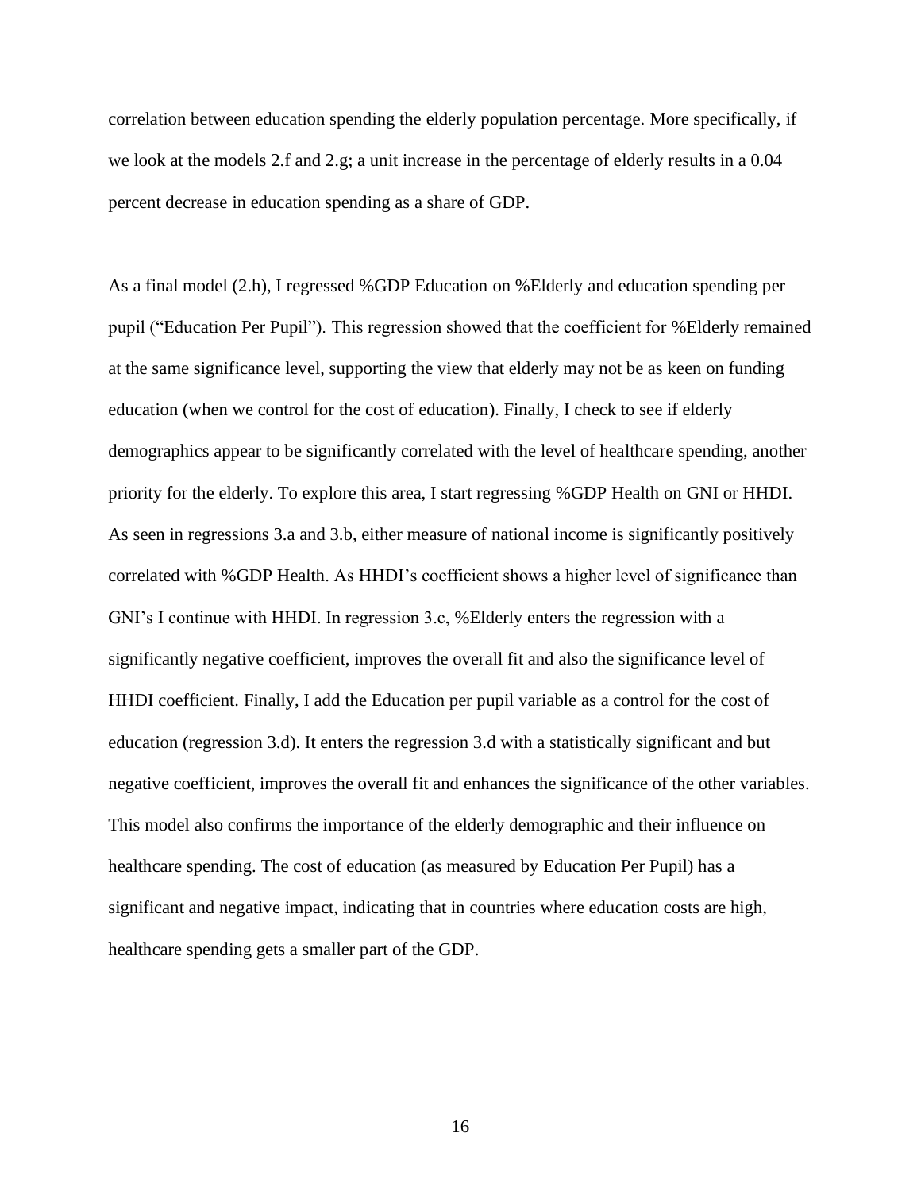correlation between education spending the elderly population percentage. More specifically, if we look at the models 2.f and 2.g; a unit increase in the percentage of elderly results in a 0.04 percent decrease in education spending as a share of GDP.

As a final model (2.h), I regressed %GDP Education on %Elderly and education spending per pupil ("Education Per Pupil"). This regression showed that the coefficient for %Elderly remained at the same significance level, supporting the view that elderly may not be as keen on funding education (when we control for the cost of education). Finally, I check to see if elderly demographics appear to be significantly correlated with the level of healthcare spending, another priority for the elderly. To explore this area, I start regressing %GDP Health on GNI or HHDI. As seen in regressions 3.a and 3.b, either measure of national income is significantly positively correlated with %GDP Health. As HHDI's coefficient shows a higher level of significance than GNI's I continue with HHDI. In regression 3.c, %Elderly enters the regression with a significantly negative coefficient, improves the overall fit and also the significance level of HHDI coefficient. Finally, I add the Education per pupil variable as a control for the cost of education (regression 3.d). It enters the regression 3.d with a statistically significant and but negative coefficient, improves the overall fit and enhances the significance of the other variables. This model also confirms the importance of the elderly demographic and their influence on healthcare spending. The cost of education (as measured by Education Per Pupil) has a significant and negative impact, indicating that in countries where education costs are high, healthcare spending gets a smaller part of the GDP.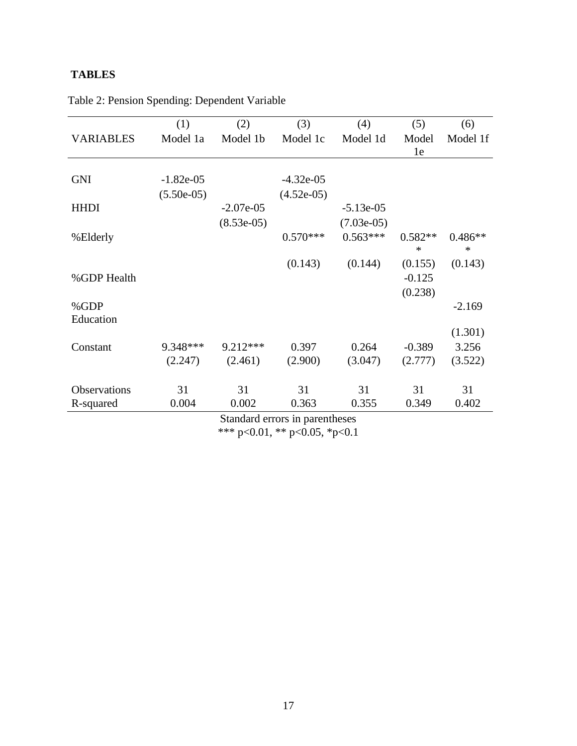**TABLES**

Table 2: Pension Spending: Dependent Variable

| | (1) | (2) | (3) | (4) | (5) | (6) |
|---|---|---|---|---|---|---|
| VARIABLES | Model 1a | Model 1b | Model 1c | Model 1d | Model 1e | Model 1f |
| | | | | | | |
| GNI | -1.82e-05 | | -4.32e-05 | | | |
| | (5.50e-05) | | (4.52e-05) | | | |
| HHDI | | -2.07e-05 | | -5.13e-05 | | |
| | | (8.53e-05) | | (7.03e-05) | | |
| %Elderly | | | 0.570*** | 0.563*** | 0.582*** | 0.486*** |
| | | | (0.143) | (0.144) | (0.155) | (0.143) |
| %GDP Health | | | | | -0.125 | |
| | | | | | (0.238) | |
| %GDP Education | | | | | | -2.169 |
| | | | | | | (1.301) |
| Constant | 9.348*** | 9.212*** | 0.397 | 0.264 | -0.389 | 3.256 |
| | (2.247) | (2.461) | (2.900) | (3.047) | (2.777) | (3.522) |
| | | | | | | |
| Observations | 31 | 31 | 31 | 31 | 31 | 31 |
| R-squared | 0.004 | 0.002 | 0.363 | 0.355 | 0.349 | 0.402 |

Standard errors in parentheses

*** p<0.01, ** p<0.05, *p<0.1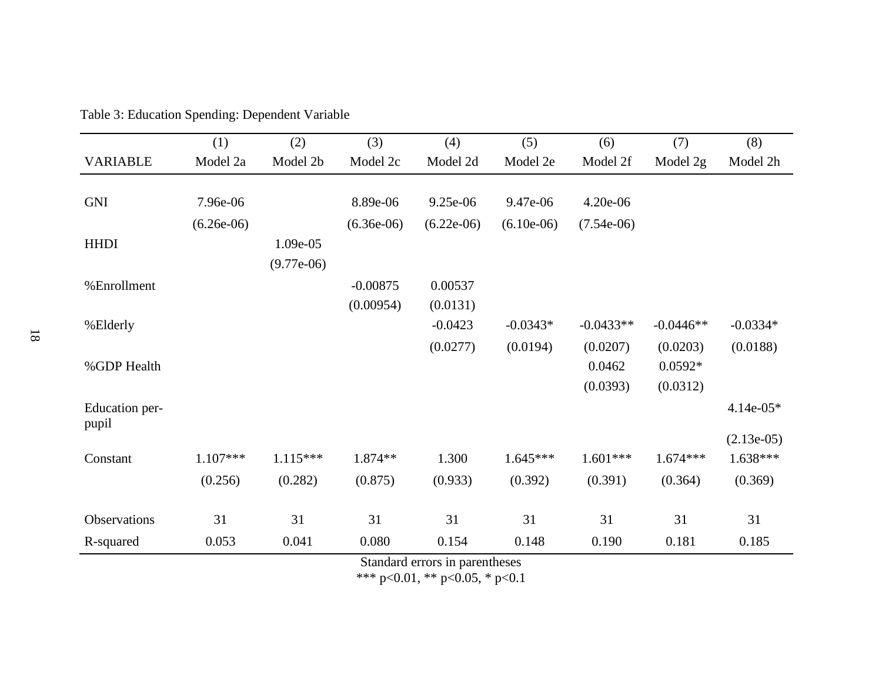Table 3: Education Spending: Dependent Variable

| VARIABLE | (1) Model 2a | (2) Model 2b | (3) Model 2c | (4) Model 2d | (5) Model 2e | (6) Model 2f | (7) Model 2g | (8) Model 2h |
|---|---|---|---|---|---|---|---|---|
| GNI | 7.96e-06 | | 8.89e-06 | 9.25e-06 | 9.47e-06 | 4.20e-06 | | |
| | (6.26e-06) | | (6.36e-06) | (6.22e-06) | (6.10e-06) | (7.54e-06) | | |
| HHDI | | 1.09e-05 | | | | | | |
| | | (9.77e-06) | | | | | | |
| %Enrollment | | | -0.00875 | 0.00537 | | | | |
| | | | (0.00954) | (0.0131) | | | | |
| %Elderly | | | | -0.0423 | -0.0343* | -0.0433** | -0.0446** | -0.0334* |
| | | | | (0.0277) | (0.0194) | (0.0207) | (0.0203) | (0.0188) |
| %GDP Health | | | | | | 0.0462 | 0.0592* | |
| | | | | | | (0.0393) | (0.0312) | |
| Education per-pupil | | | | | | | | 4.14e-05* |
| | | | | | | | | (2.13e-05) |
| Constant | 1.107*** | 1.115*** | 1.874** | 1.300 | 1.645*** | 1.601*** | 1.674*** | 1.638*** |
| | (0.256) | (0.282) | (0.875) | (0.933) | (0.392) | (0.391) | (0.364) | (0.369) |
| Observations | 31 | 31 | 31 | 31 | 31 | 31 | 31 | 31 |
| R-squared | 0.053 | 0.041 | 0.080 | 0.154 | 0.148 | 0.190 | 0.181 | 0.185 |

Standard errors in parentheses
*** p<0.01, ** p<0.05, * p<0.1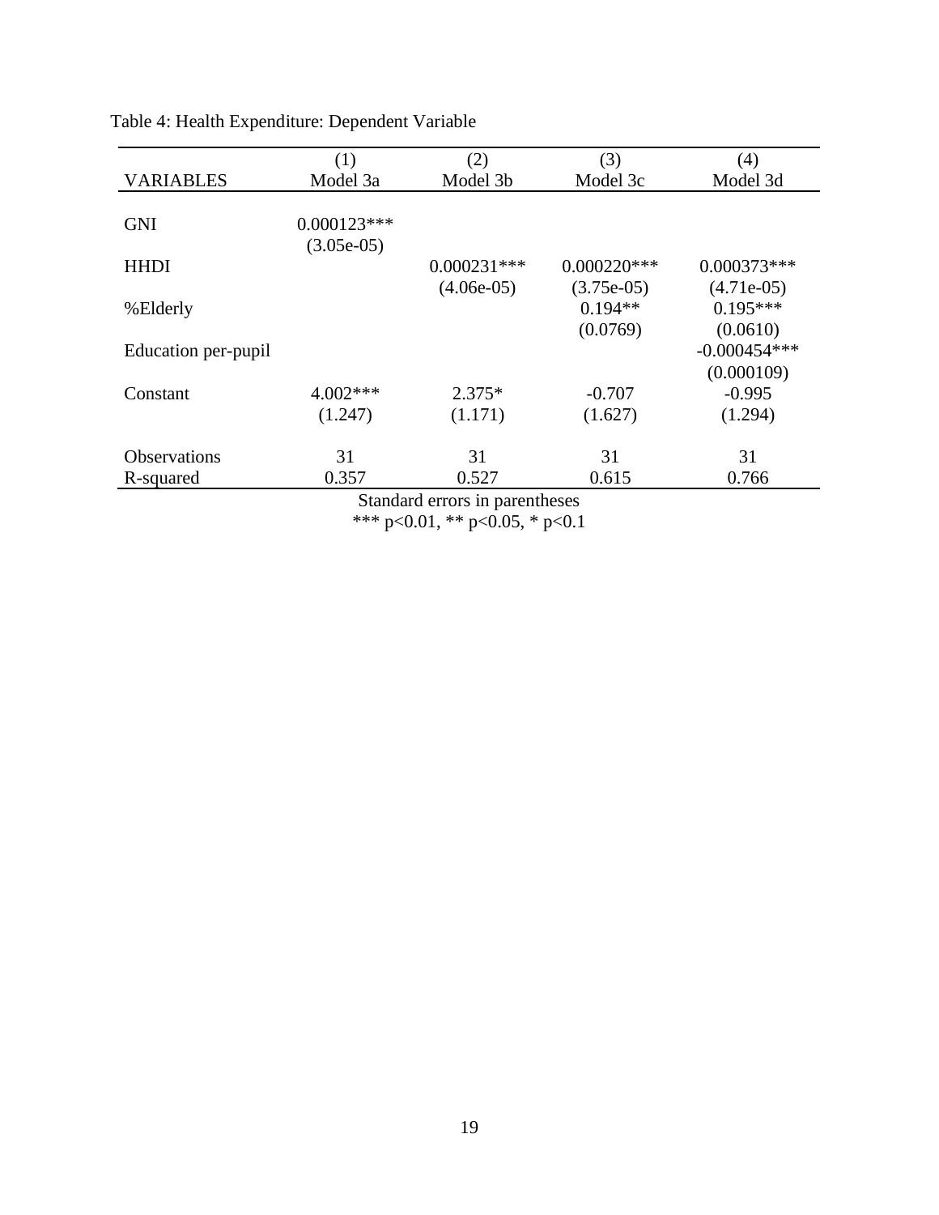Table 4: Health Expenditure: Dependent Variable

| VARIABLES | (1) Model 3a | (2) Model 3b | (3) Model 3c | (4) Model 3d |
|---|---|---|---|---|
| GNI | 0.000123*** | | | |
| | (3.05e-05) | | | |
| HHDI | | 0.000231*** | 0.000220*** | 0.000373*** |
| | | (4.06e-05) | (3.75e-05) | (4.71e-05) |
| %Elderly | | | 0.194** | 0.195*** |
| | | | (0.0769) | (0.0610) |
| Education per-pupil | | | | -0.000454*** |
| | | | | (0.000109) |
| Constant | 4.002*** | 2.375* | -0.707 | -0.995 |
| | (1.247) | (1.171) | (1.627) | (1.294) |
| Observations | 31 | 31 | 31 | 31 |
| R-squared | 0.357 | 0.527 | 0.615 | 0.766 |

Standard errors in parentheses

*** p<0.01, ** p<0.05, * p<0.1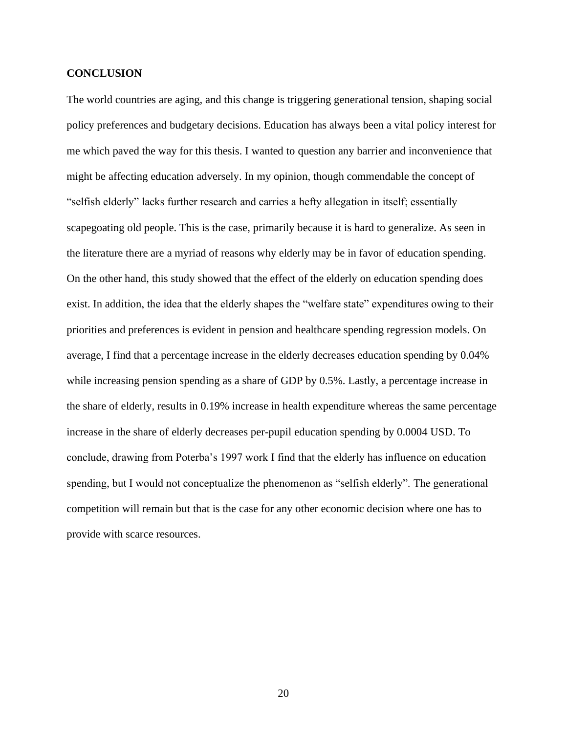## CONCLUSION

The world countries are aging, and this change is triggering generational tension, shaping social policy preferences and budgetary decisions. Education has always been a vital policy interest for me which paved the way for this thesis. I wanted to question any barrier and inconvenience that might be affecting education adversely. In my opinion, though commendable the concept of "selfish elderly" lacks further research and carries a hefty allegation in itself; essentially scapegoating old people. This is the case, primarily because it is hard to generalize. As seen in the literature there are a myriad of reasons why elderly may be in favor of education spending. On the other hand, this study showed that the effect of the elderly on education spending does exist. In addition, the idea that the elderly shapes the "welfare state" expenditures owing to their priorities and preferences is evident in pension and healthcare spending regression models. On average, I find that a percentage increase in the elderly decreases education spending by 0.04% while increasing pension spending as a share of GDP by 0.5%. Lastly, a percentage increase in the share of elderly, results in 0.19% increase in health expenditure whereas the same percentage increase in the share of elderly decreases per-pupil education spending by 0.0004 USD. To conclude, drawing from Poterba's 1997 work I find that the elderly has influence on education spending, but I would not conceptualize the phenomenon as "selfish elderly". The generational competition will remain but that is the case for any other economic decision where one has to provide with scarce resources.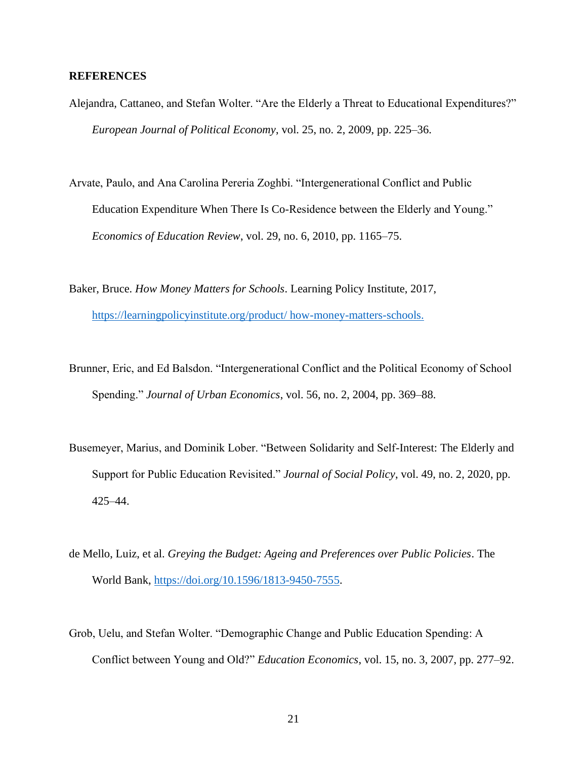**REFERENCES**

Alejandra, Cattaneo, and Stefan Wolter. "Are the Elderly a Threat to Educational Expenditures?" *European Journal of Political Economy*, vol. 25, no. 2, 2009, pp. 225–36.

Arvate, Paulo, and Ana Carolina Pereria Zoghbi. "Intergenerational Conflict and Public Education Expenditure When There Is Co-Residence between the Elderly and Young." *Economics of Education Review*, vol. 29, no. 6, 2010, pp. 1165–75.

Baker, Bruce. *How Money Matters for Schools*. Learning Policy Institute, 2017, https://learningpolicyinstitute.org/product/ how-money-matters-schools.

Brunner, Eric, and Ed Balsdon. "Intergenerational Conflict and the Political Economy of School Spending." *Journal of Urban Economics*, vol. 56, no. 2, 2004, pp. 369–88.

Busemeyer, Marius, and Dominik Lober. "Between Solidarity and Self-Interest: The Elderly and Support for Public Education Revisited." *Journal of Social Policy*, vol. 49, no. 2, 2020, pp. 425–44.

de Mello, Luiz, et al. *Greying the Budget: Ageing and Preferences over Public Policies*. The World Bank, https://doi.org/10.1596/1813-9450-7555.

Grob, Uelu, and Stefan Wolter. "Demographic Change and Public Education Spending: A Conflict between Young and Old?" *Education Economics*, vol. 15, no. 3, 2007, pp. 277–92.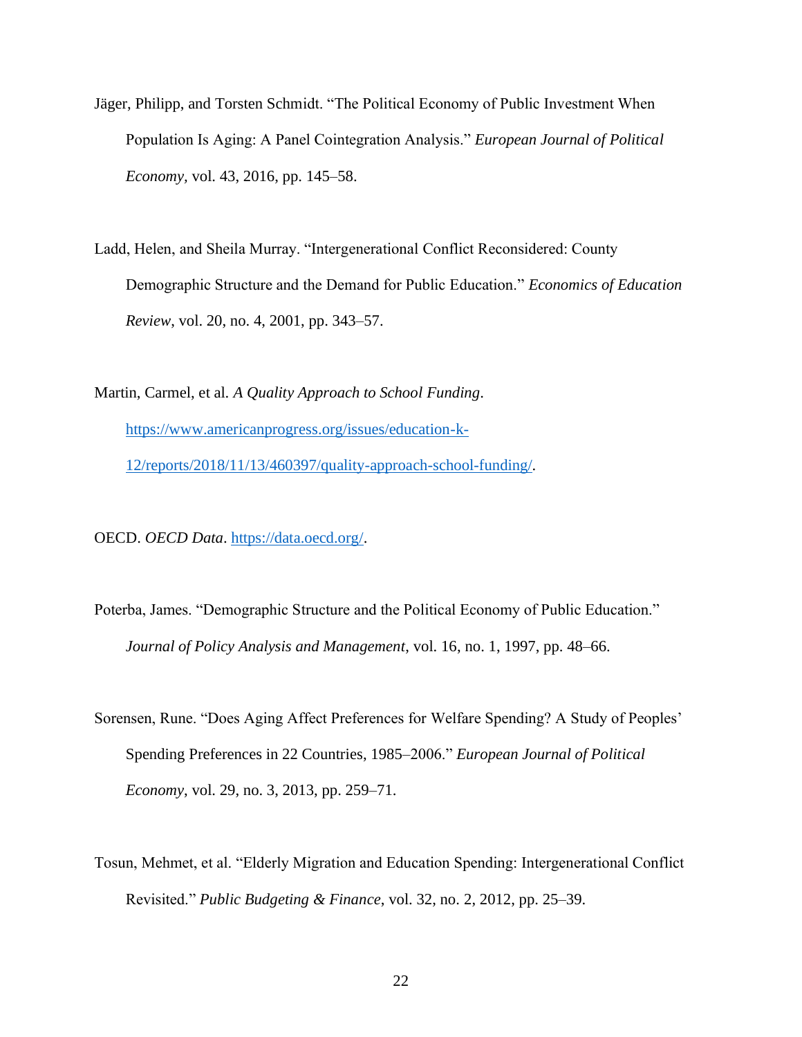Jäger, Philipp, and Torsten Schmidt. "The Political Economy of Public Investment When Population Is Aging: A Panel Cointegration Analysis." *European Journal of Political Economy*, vol. 43, 2016, pp. 145–58.

Ladd, Helen, and Sheila Murray. "Intergenerational Conflict Reconsidered: County Demographic Structure and the Demand for Public Education." *Economics of Education Review*, vol. 20, no. 4, 2001, pp. 343–57.

Martin, Carmel, et al. *A Quality Approach to School Funding*. [https://www.americanprogress.org/issues/education-k-12/reports/2018/11/13/460397/quality-approach-school-funding/](https://www.americanprogress.org/issues/education-k-12/reports/2018/11/13/460397/quality-approach-school-funding/).

OECD. *OECD Data*. [https://data.oecd.org/](https://data.oecd.org/).

Poterba, James. "Demographic Structure and the Political Economy of Public Education." *Journal of Policy Analysis and Management*, vol. 16, no. 1, 1997, pp. 48–66.

Sorensen, Rune. "Does Aging Affect Preferences for Welfare Spending? A Study of Peoples' Spending Preferences in 22 Countries, 1985–2006." *European Journal of Political Economy*, vol. 29, no. 3, 2013, pp. 259–71.

Tosun, Mehmet, et al. "Elderly Migration and Education Spending: Intergenerational Conflict Revisited." *Public Budgeting & Finance*, vol. 32, no. 2, 2012, pp. 25–39.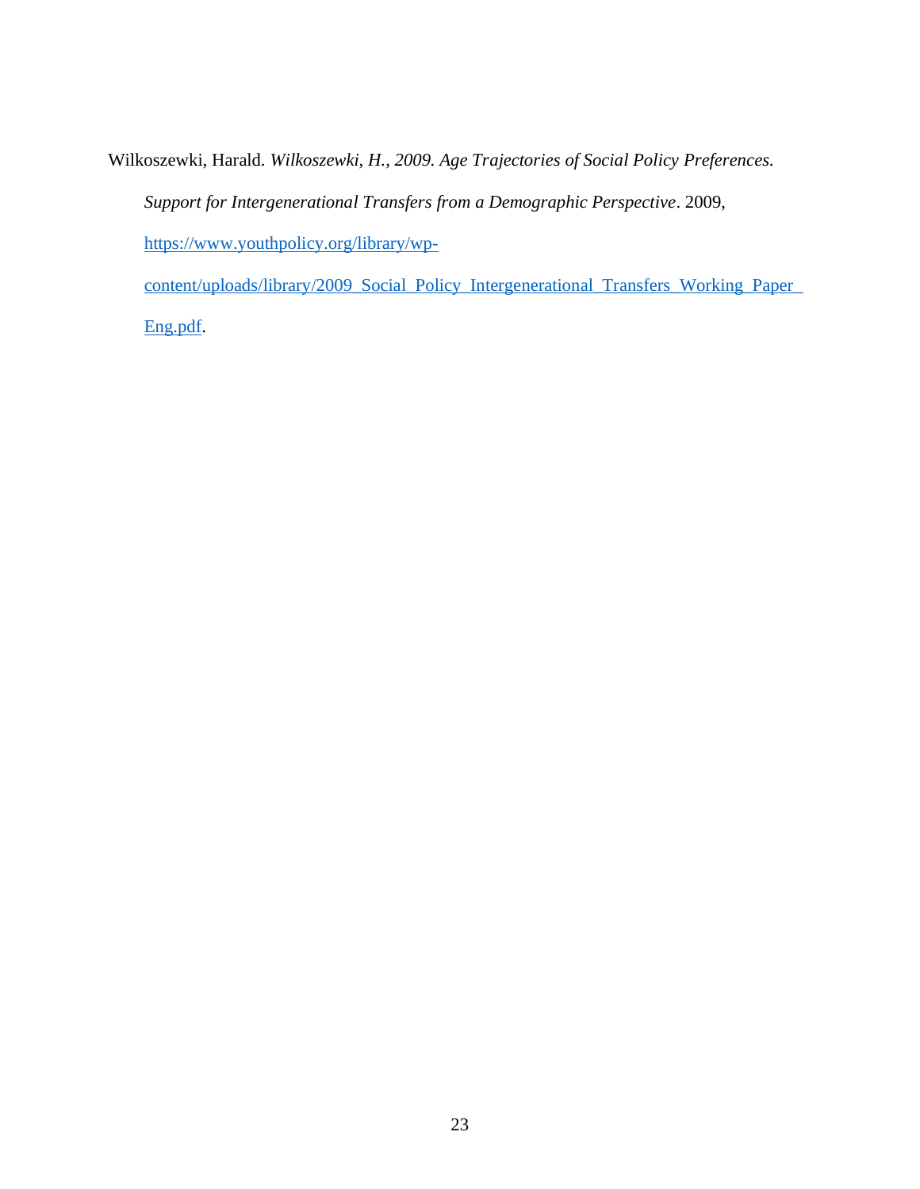Wilkoszewki, Harald. *Wilkoszewki, H., 2009. Age Trajectories of Social Policy Preferences. Support for Intergenerational Transfers from a Demographic Perspective*. 2009, https://www.youthpolicy.org/library/wp-content/uploads/library/2009_Social_Policy_Intergenerational_Transfers_Working_Paper_Eng.pdf.